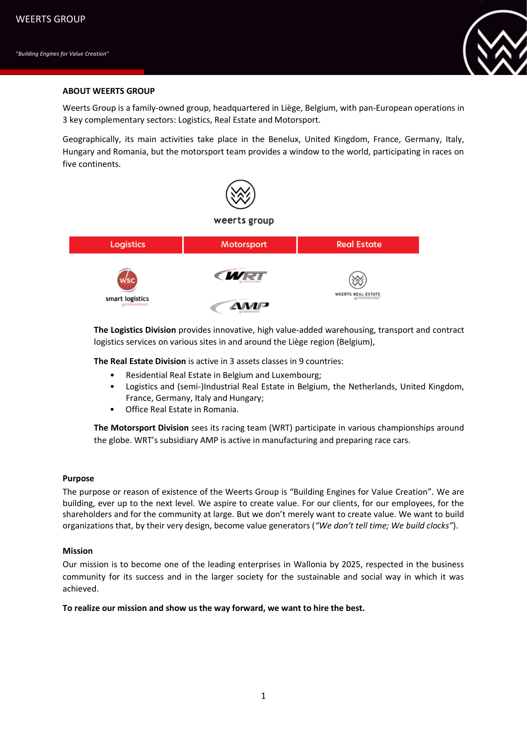## ABOUT WEERTS GROUP

Weerts Group is a family-owned group, headquartered in Liège, Belgium, with pan-European operations in 3 key complementary sectors: Logistics, Real Estate and Motorsport.

Geographically, its main activities take place in the Benelux, United Kingdom, France, Germany, Italy, Hungary and Romania, but the motorsport team provides a window to the world, participating in races on five continents.

| Logistics | Motorsport | Real Estate |
| --- | --- | --- |
| smart logistics | WRT / AMP | WEERTS REAL ESTATE |

**The Logistics Division** provides innovative, high value-added warehousing, transport and contract logistics services on various sites in and around the Liège region (Belgium),

**The Real Estate Division** is active in 3 assets classes in 9 countries:

- Residential Real Estate in Belgium and Luxembourg;
- Logistics and (semi-)Industrial Real Estate in Belgium, the Netherlands, United Kingdom, France, Germany, Italy and Hungary;
- Office Real Estate in Romania.

**The Motorsport Division** sees its racing team (WRT) participate in various championships around the globe. WRT's subsidiary AMP is active in manufacturing and preparing race cars.

### Purpose

The purpose or reason of existence of the Weerts Group is "Building Engines for Value Creation". We are building, ever up to the next level. We aspire to create value. For our clients, for our employees, for the shareholders and for the community at large. But we don't merely want to create value. We want to build organizations that, by their very design, become value generators (*"We don't tell time; We build clocks"*).

### Mission

Our mission is to become one of the leading enterprises in Wallonia by 2025, respected in the business community for its success and in the larger society for the sustainable and social way in which it was achieved.

**To realize our mission and show us the way forward, we want to hire the best.**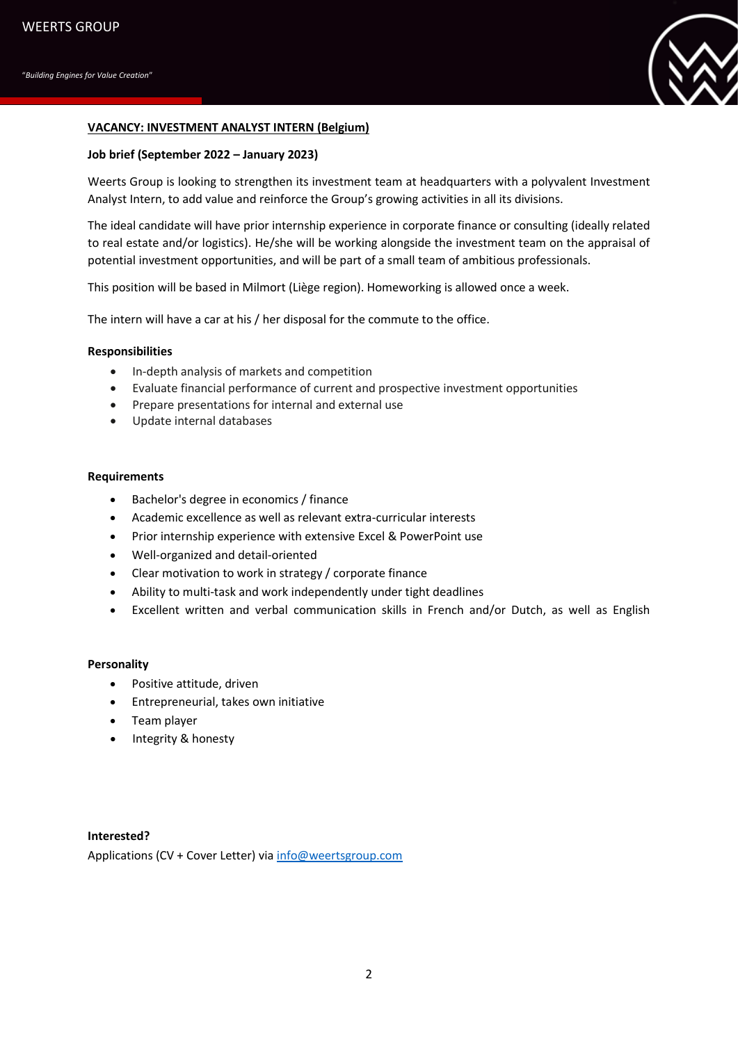**VACANCY: INVESTMENT ANALYST INTERN (Belgium)**

**Job brief (September 2022 – January 2023)**

Weerts Group is looking to strengthen its investment team at headquarters with a polyvalent Investment Analyst Intern, to add value and reinforce the Group's growing activities in all its divisions.

The ideal candidate will have prior internship experience in corporate finance or consulting (ideally related to real estate and/or logistics). He/she will be working alongside the investment team on the appraisal of potential investment opportunities, and will be part of a small team of ambitious professionals.

This position will be based in Milmort (Liège region). Homeworking is allowed once a week.

The intern will have a car at his / her disposal for the commute to the office.

**Responsibilities**

- In-depth analysis of markets and competition
- Evaluate financial performance of current and prospective investment opportunities
- Prepare presentations for internal and external use
- Update internal databases

**Requirements**

- Bachelor's degree in economics / finance
- Academic excellence as well as relevant extra-curricular interests
- Prior internship experience with extensive Excel & PowerPoint use
- Well-organized and detail-oriented
- Clear motivation to work in strategy / corporate finance
- Ability to multi-task and work independently under tight deadlines
- Excellent written and verbal communication skills in French and/or Dutch, as well as English

**Personality**

- Positive attitude, driven
- Entrepreneurial, takes own initiative
- Team player
- Integrity & honesty

**Interested?**

Applications (CV + Cover Letter) via info@weertsgroup.com